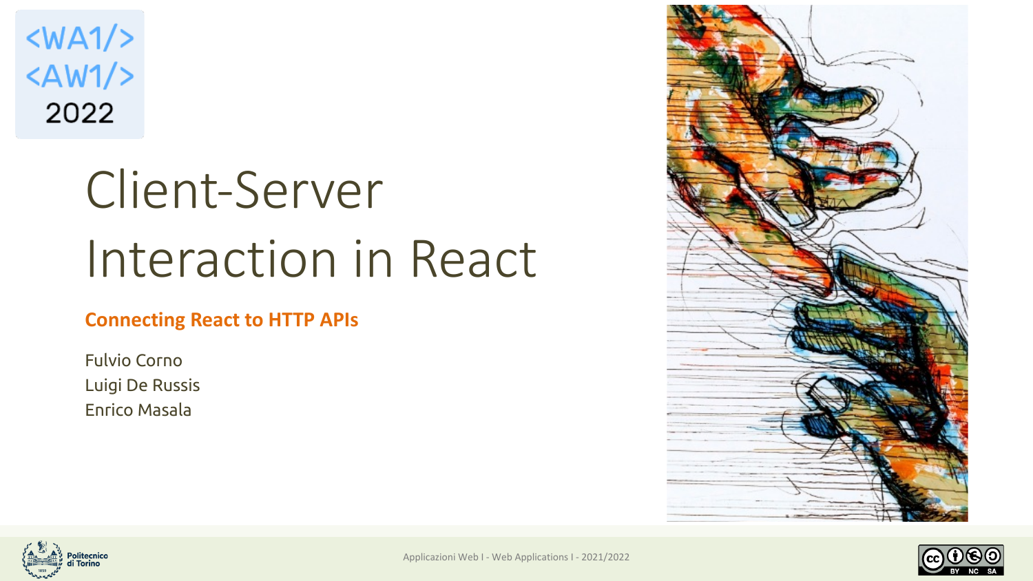<WA1/>
<AW1/>
2022

# Client-Server Interaction in React

**Connecting React to HTTP APIs**

Fulvio Corno
Luigi De Russis
Enrico Masala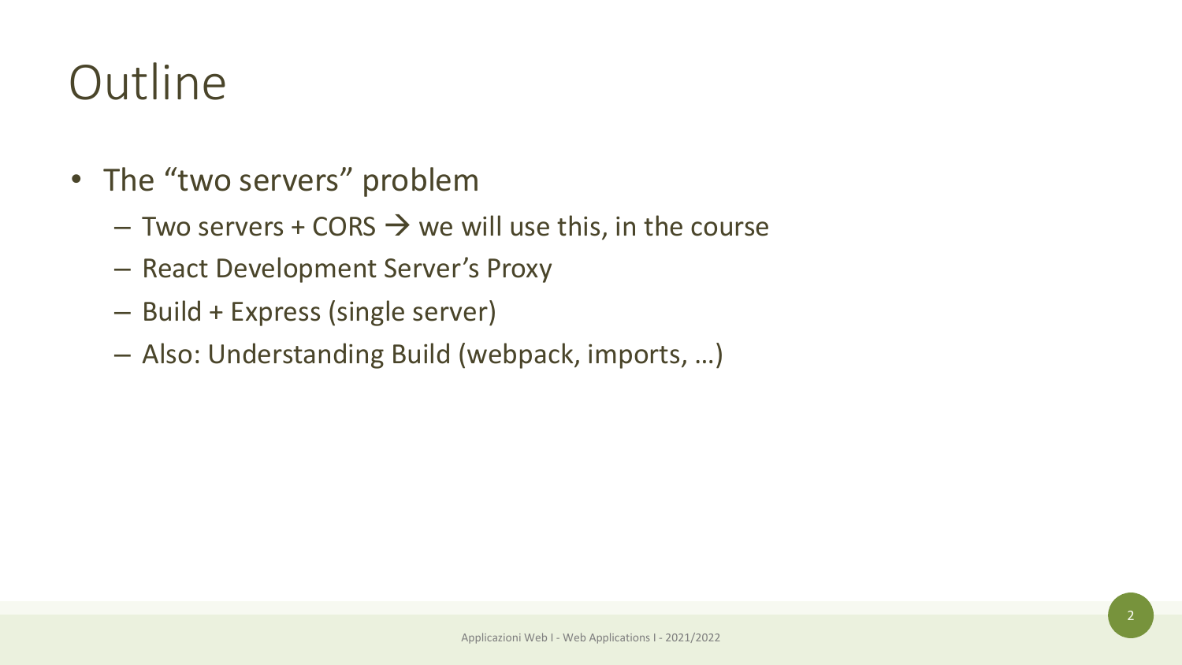# Outline

- The "two servers" problem
  - Two servers + CORS → we will use this, in the course
  - React Development Server's Proxy
  - Build + Express (single server)
  - Also: Understanding Build (webpack, imports, …)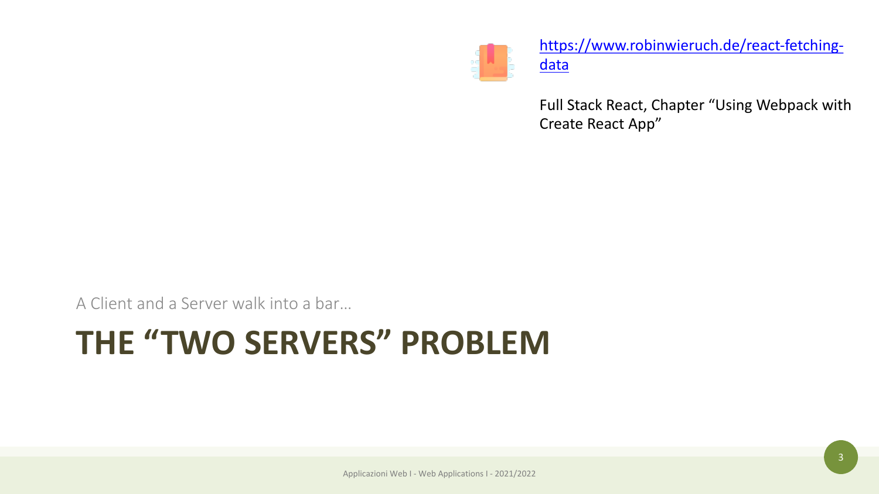https://www.robinwieruch.de/react-fetching-data

Full Stack React, Chapter “Using Webpack with Create React App”

A Client and a Server walk into a bar…

# THE “TWO SERVERS” PROBLEM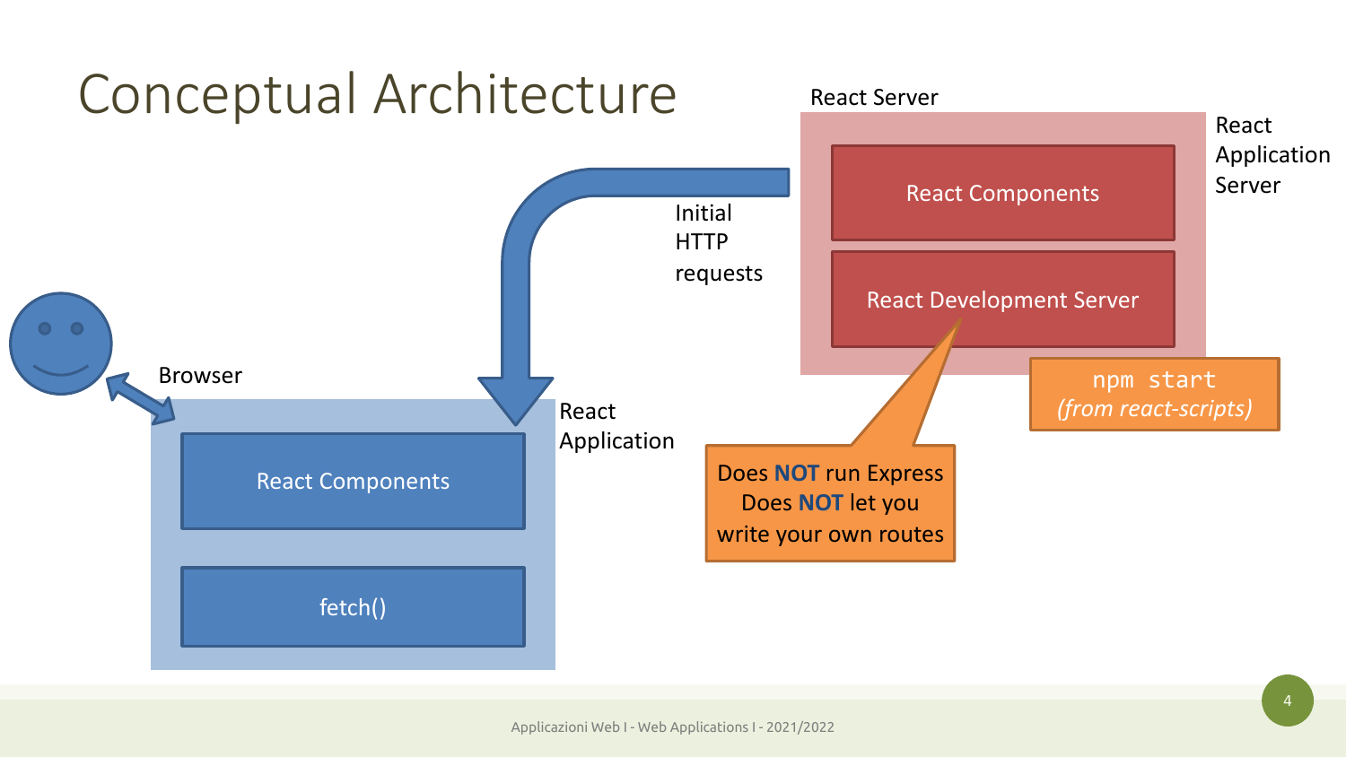# Conceptual Architecture

React Server

React Application Server

React Components

React Development Server

`npm start`
*(from react-scripts)*

Initial HTTP requests

Does **NOT** run Express
Does **NOT** let you write your own routes

Browser

React Application

React Components

fetch()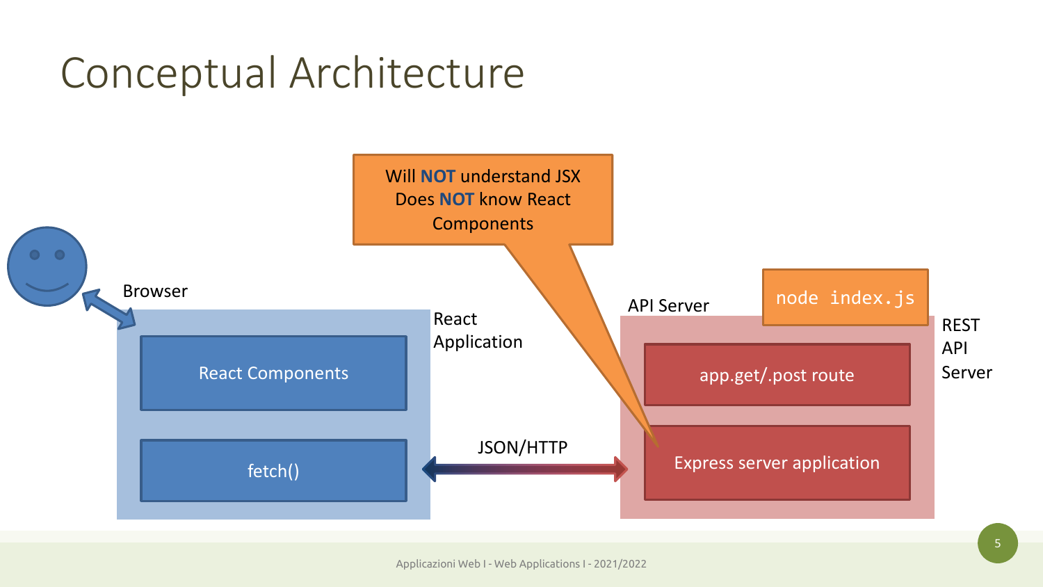# Conceptual Architecture

Will **NOT** understand JSX
Does **NOT** know React Components

Browser

React Application

React Components

fetch()

JSON/HTTP

API Server

node index.js

REST API Server

app.get/.post route

Express server application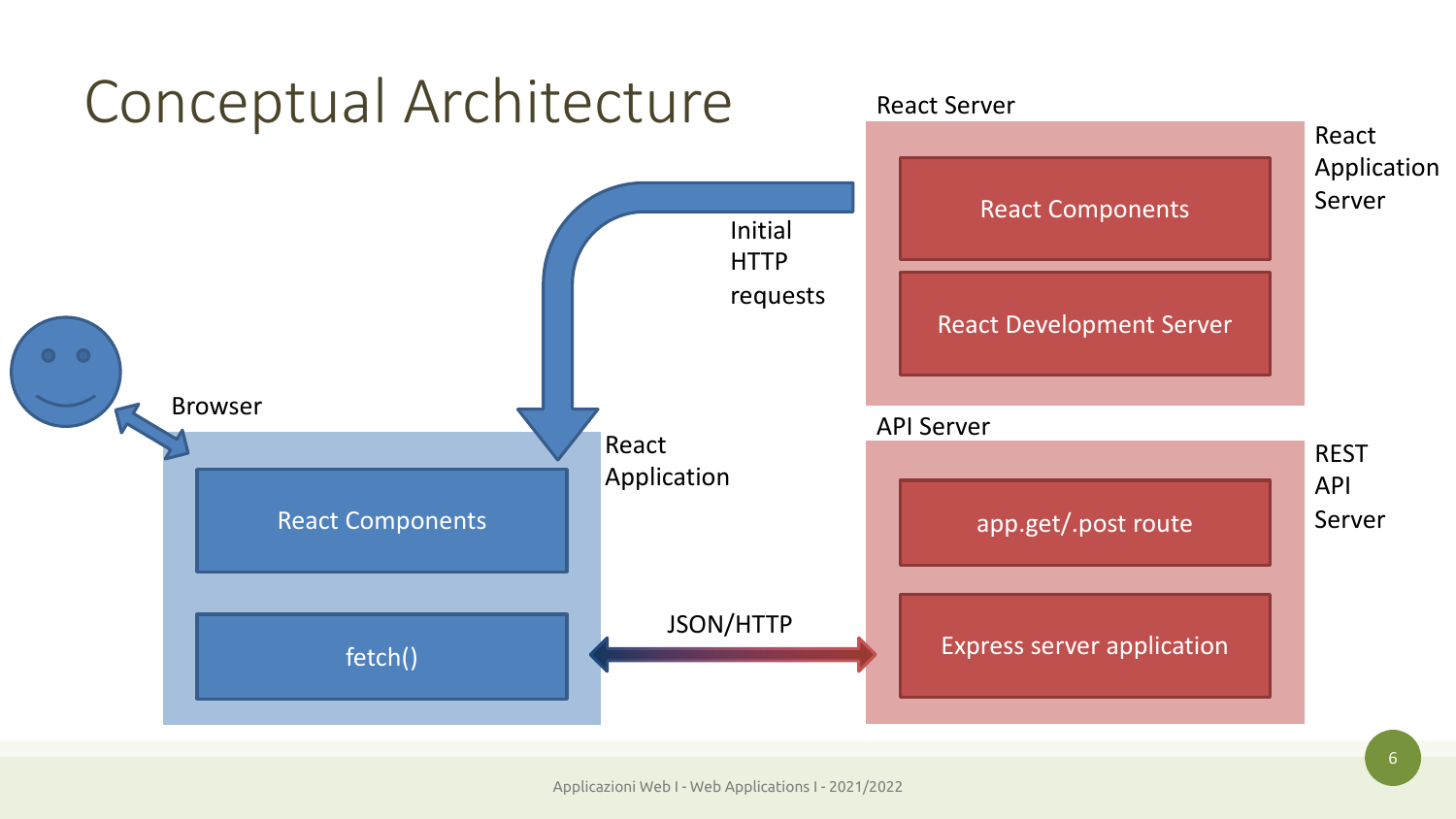# Conceptual Architecture

React Server

React Components

React Development Server

React Application Server

Initial HTTP requests

Browser

React Components

fetch()

React Application

JSON/HTTP

API Server

app.get/.post route

Express server application

REST API Server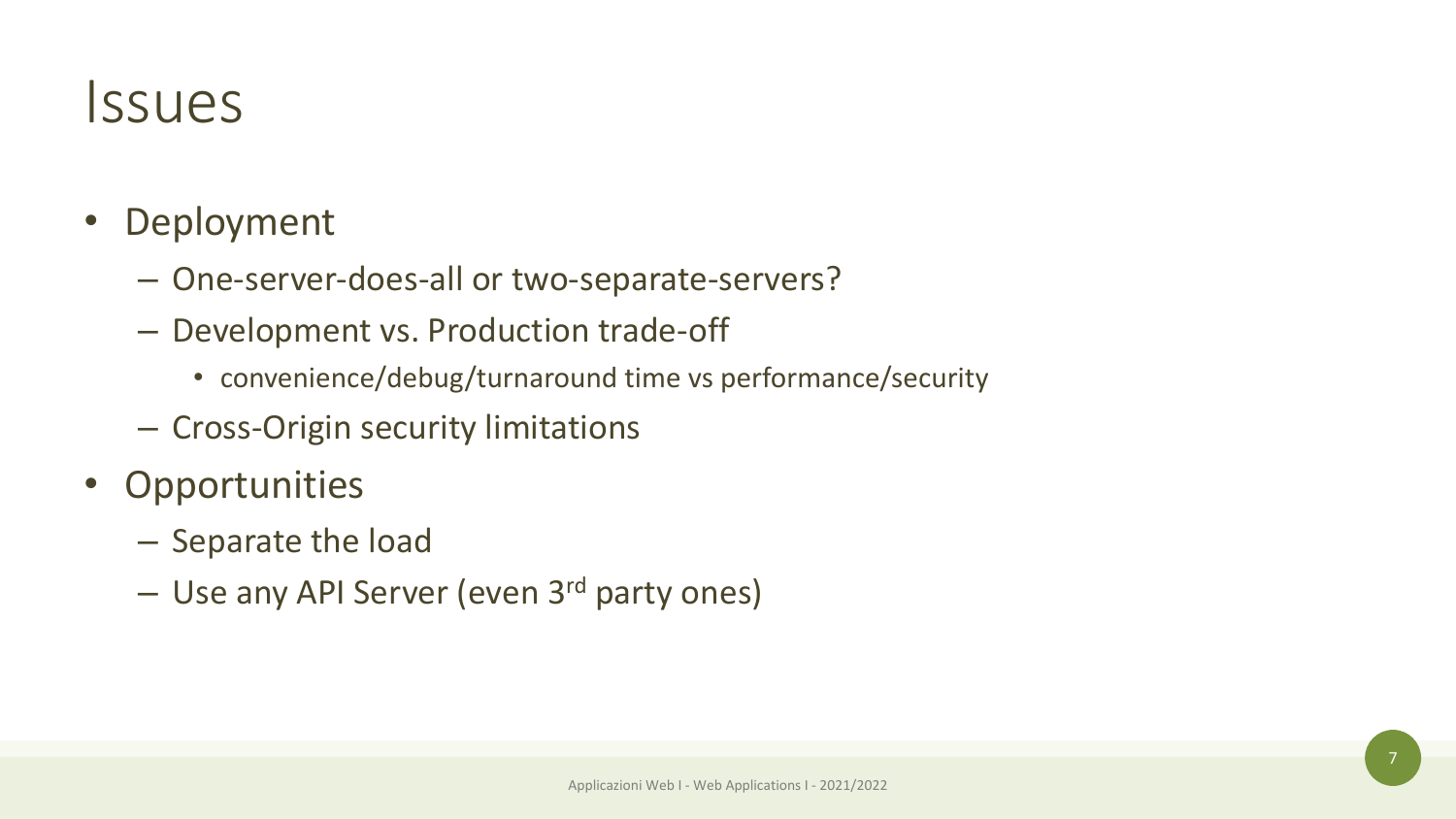# Issues

- Deployment
  - One-server-does-all or two-separate-servers?
  - Development vs. Production trade-off
    - convenience/debug/turnaround time vs performance/security
  - Cross-Origin security limitations
- Opportunities
  - Separate the load
  - Use any API Server (even 3rd party ones)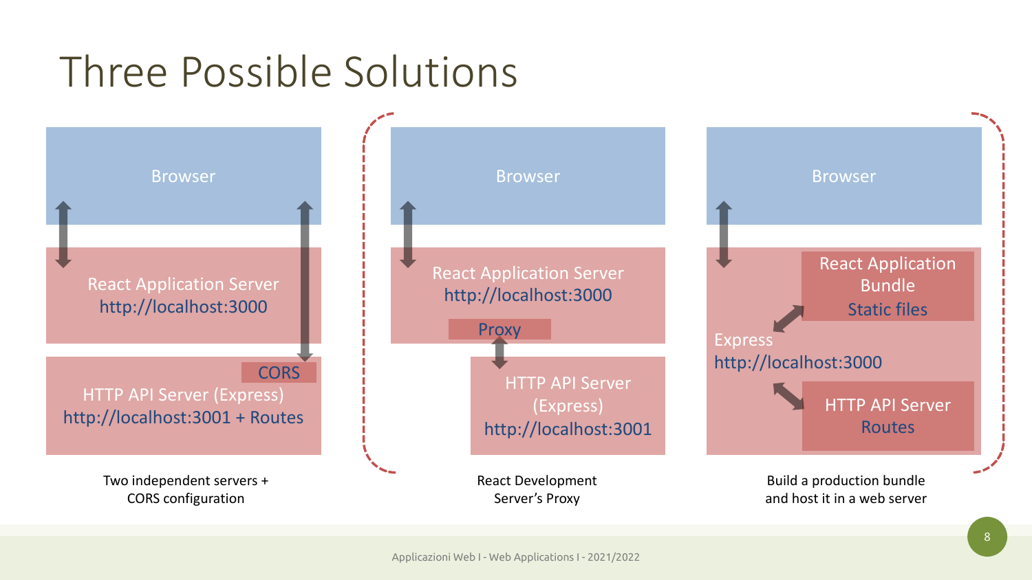# Three Possible Solutions

Browser

React Application Server
http://localhost:3000

CORS
HTTP API Server (Express)
http://localhost:3001 + Routes

Two independent servers + CORS configuration

Browser

React Application Server
http://localhost:3000

Proxy

HTTP API Server (Express)
http://localhost:3001

React Development Server's Proxy

Browser

React Application Bundle
Static files

Express
http://localhost:3000

HTTP API Server
Routes

Build a production bundle and host it in a web server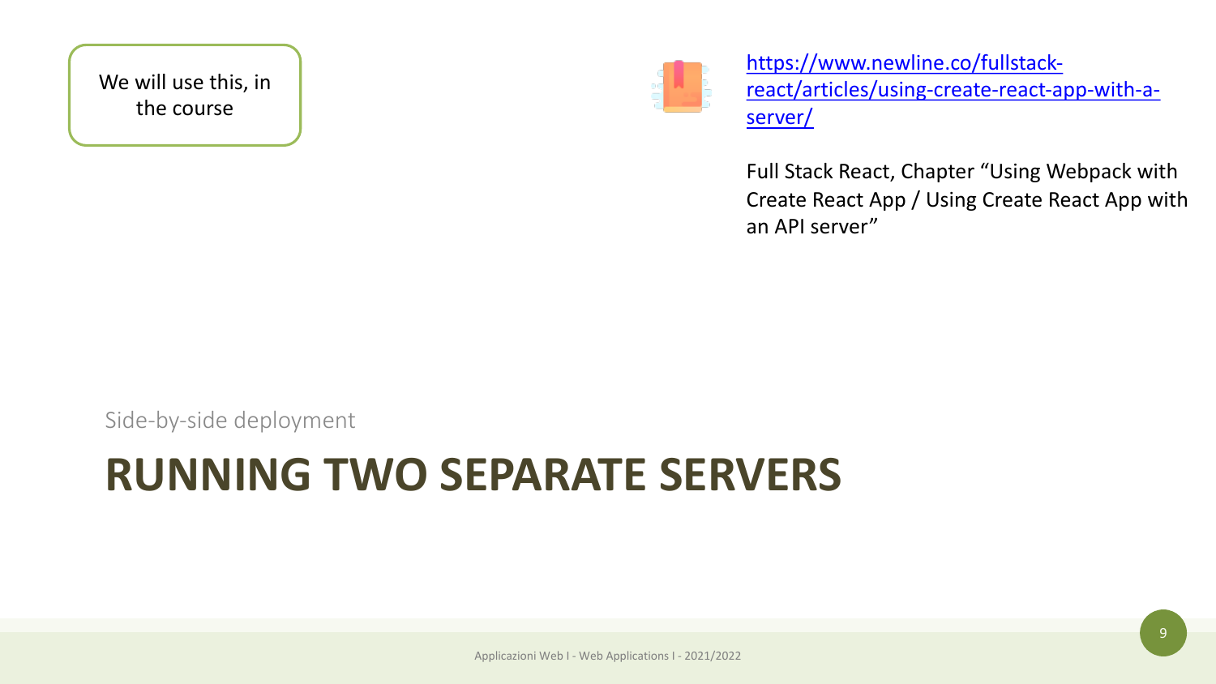We will use this, in the course

https://www.newline.co/fullstack-react/articles/using-create-react-app-with-a-server/

Full Stack React, Chapter "Using Webpack with Create React App / Using Create React App with an API server"

Side-by-side deployment

# RUNNING TWO SEPARATE SERVERS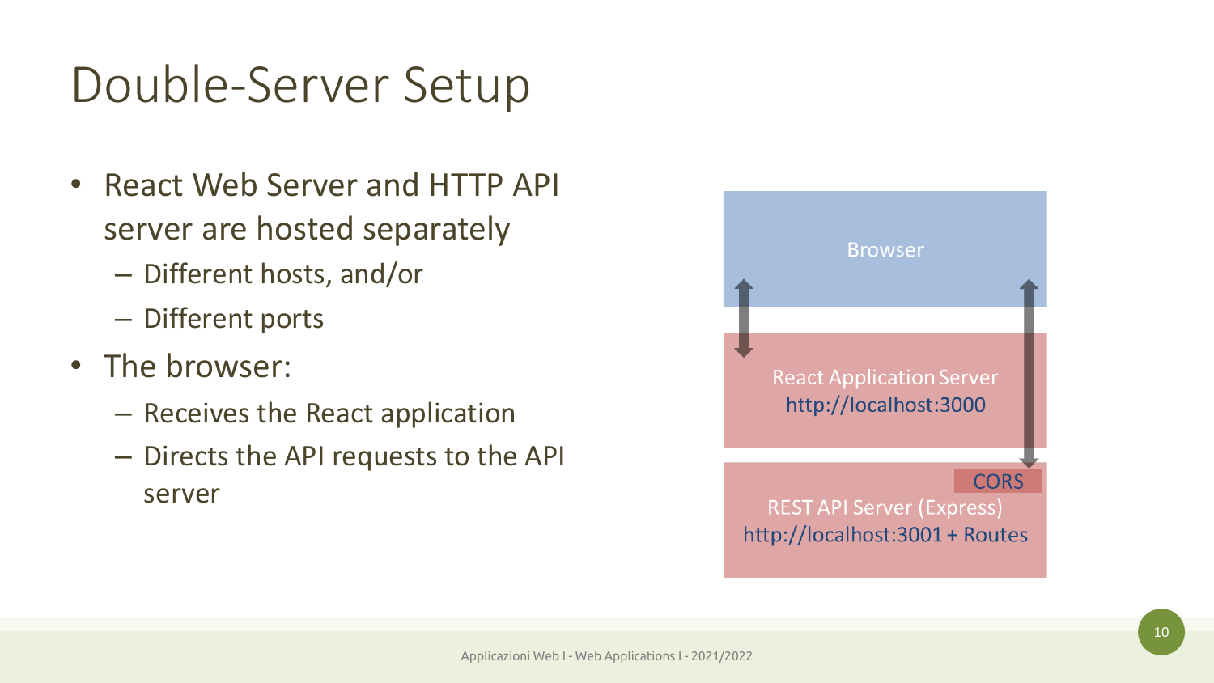# Double-Server Setup

- React Web Server and HTTP API server are hosted separately
  - Different hosts, and/or
  - Different ports
- The browser:
  - Receives the React application
  - Directs the API requests to the API server

Browser

React Application Server
http://localhost:3000

CORS

REST API Server (Express)
http://localhost:3001 + Routes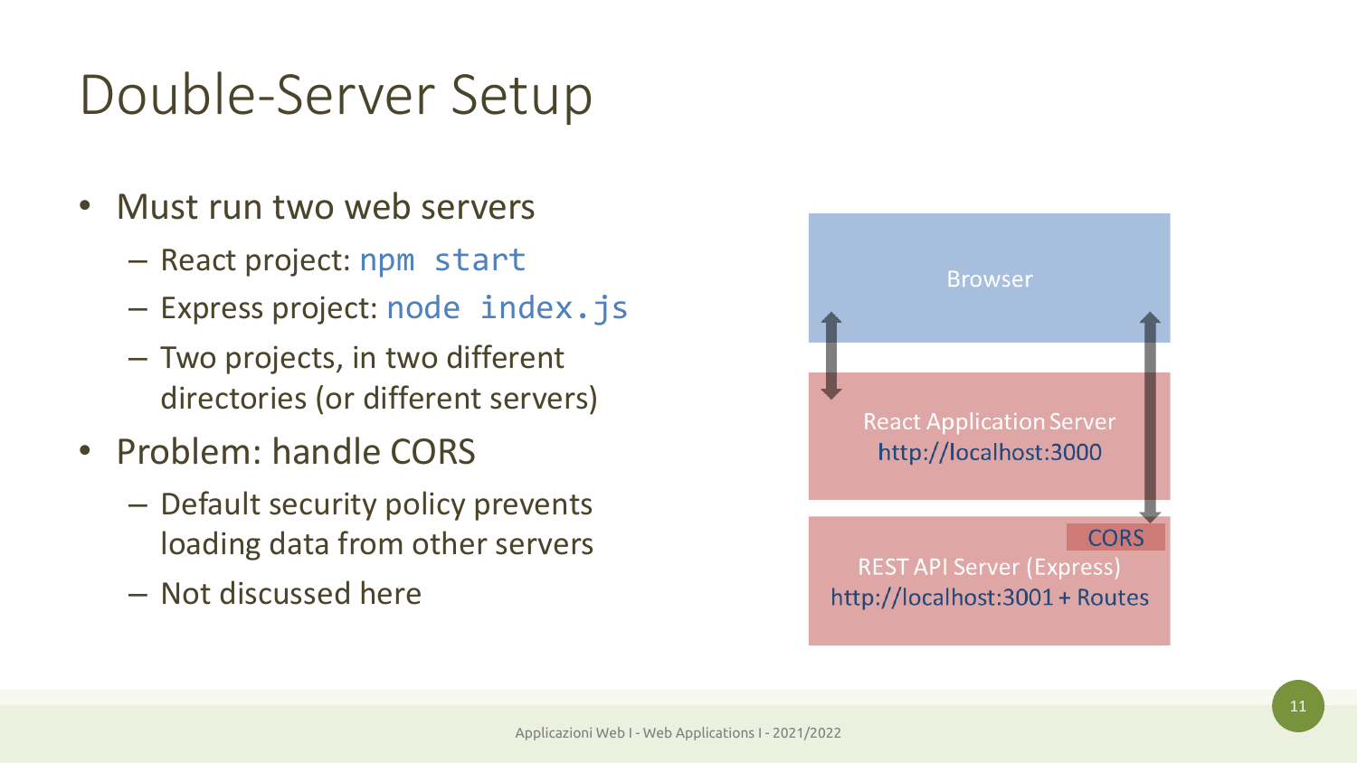# Double-Server Setup

- Must run two web servers
  - React project: `npm start`
  - Express project: `node index.js`
  - Two projects, in two different directories (or different servers)
- Problem: handle CORS
  - Default security policy prevents loading data from other servers
  - Not discussed here

Browser

React Application Server
http://localhost:3000

CORS

REST API Server (Express)
http://localhost:3001 + Routes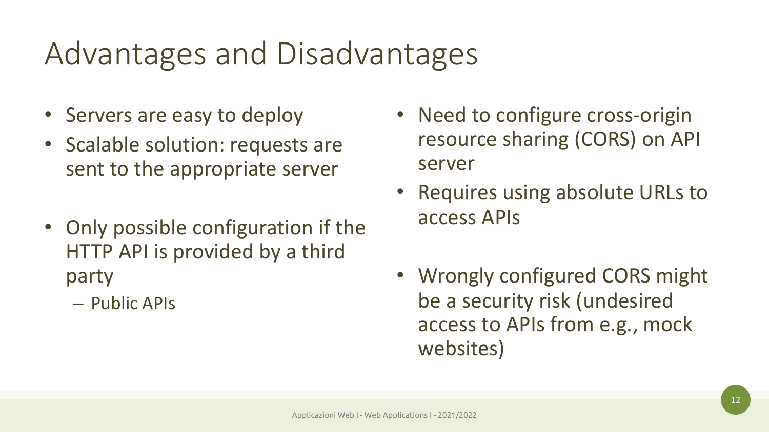# Advantages and Disadvantages

- Servers are easy to deploy
- Scalable solution: requests are sent to the appropriate server

- Only possible configuration if the HTTP API is provided by a third party
  - Public APIs

- Need to configure cross-origin resource sharing (CORS) on API server
- Requires using absolute URLs to access APIs

- Wrongly configured CORS might be a security risk (undesired access to APIs from e.g., mock websites)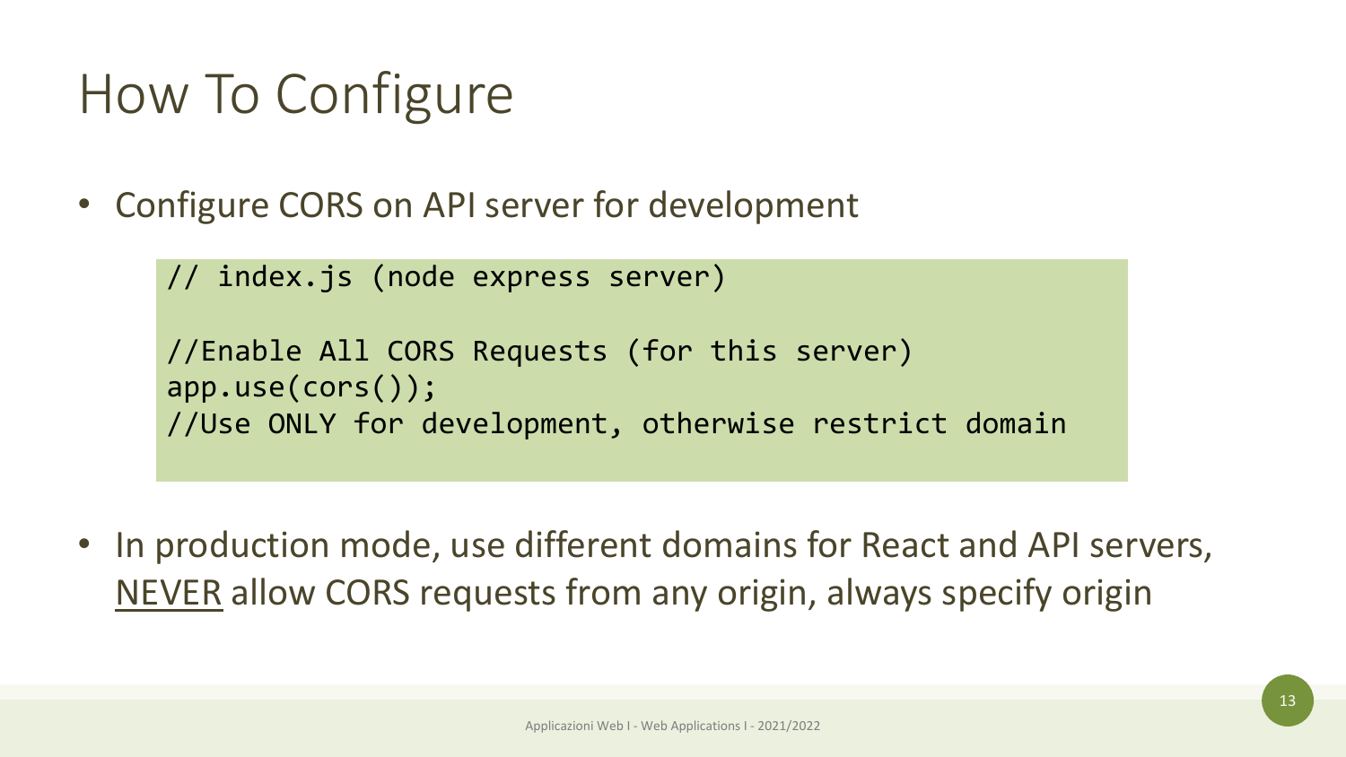# How To Configure

- Configure CORS on API server for development

```
// index.js (node express server)

//Enable All CORS Requests (for this server)
app.use(cors());
//Use ONLY for development, otherwise restrict domain
```

- In production mode, use different domains for React and API servers, <u>NEVER</u> allow CORS requests from any origin, always specify origin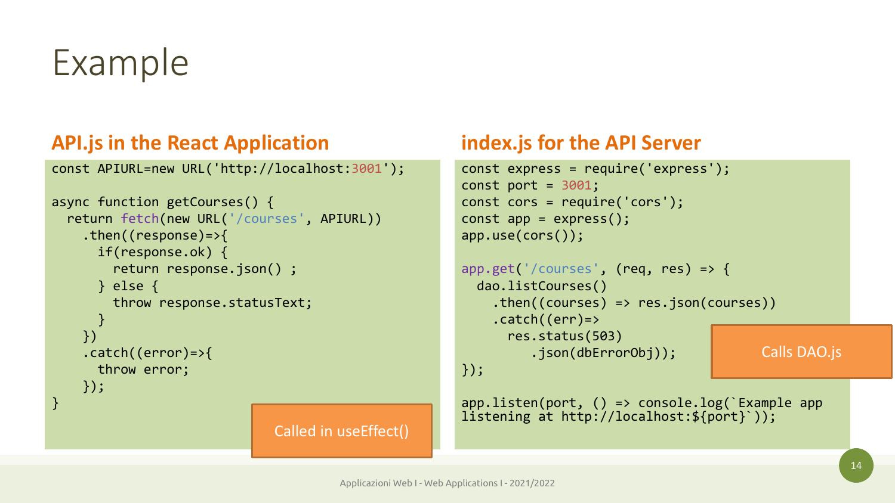# Example

## API.js in the React Application

```
const APIURL=new URL('http://localhost:3001');

async function getCourses() {
  return fetch(new URL('/courses', APIURL))
    .then((response)=>{
      if(response.ok) {
        return response.json() ;
      } else {
        throw response.statusText;
      }
    })
    .catch((error)=>{
      throw error;
    });
}
```

Called in useEffect()

## index.js for the API Server

```
const express = require('express');
const port = 3001;
const cors = require('cors');
const app = express();
app.use(cors());

app.get('/courses', (req, res) => {
  dao.listCourses()
    .then((courses) => res.json(courses))
    .catch((err)=>
      res.status(503)
         .json(dbErrorObj));
});

app.listen(port, () => console.log(`Example app
listening at http://localhost:${port}`));
```

Calls DAO.js

Applicazioni Web I - Web Applications I - 2021/2022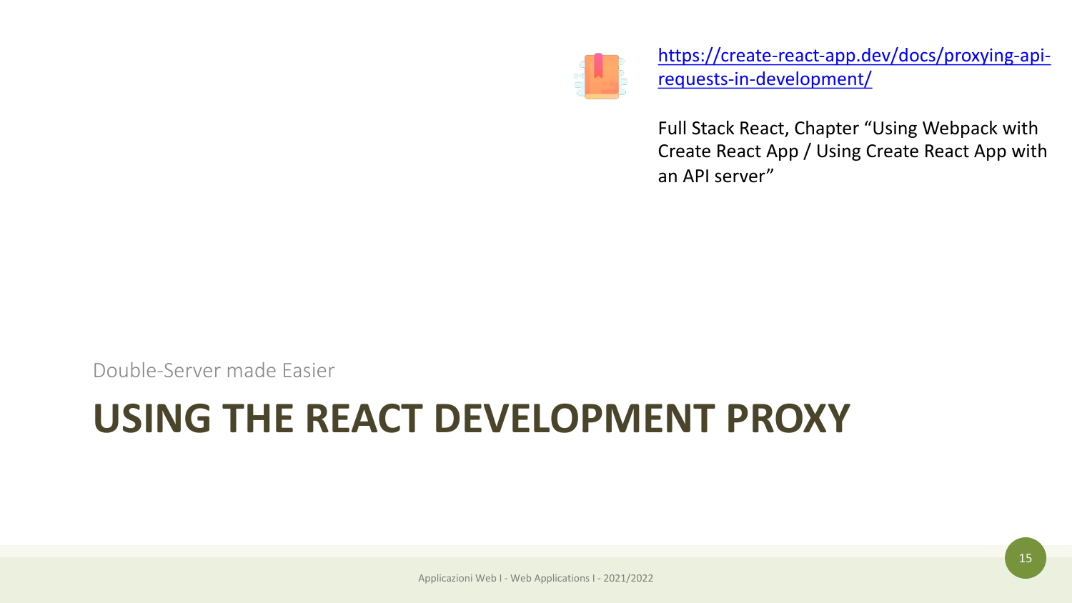https://create-react-app.dev/docs/proxying-api-requests-in-development/

Full Stack React, Chapter "Using Webpack with Create React App / Using Create React App with an API server"

Double-Server made Easier

# USING THE REACT DEVELOPMENT PROXY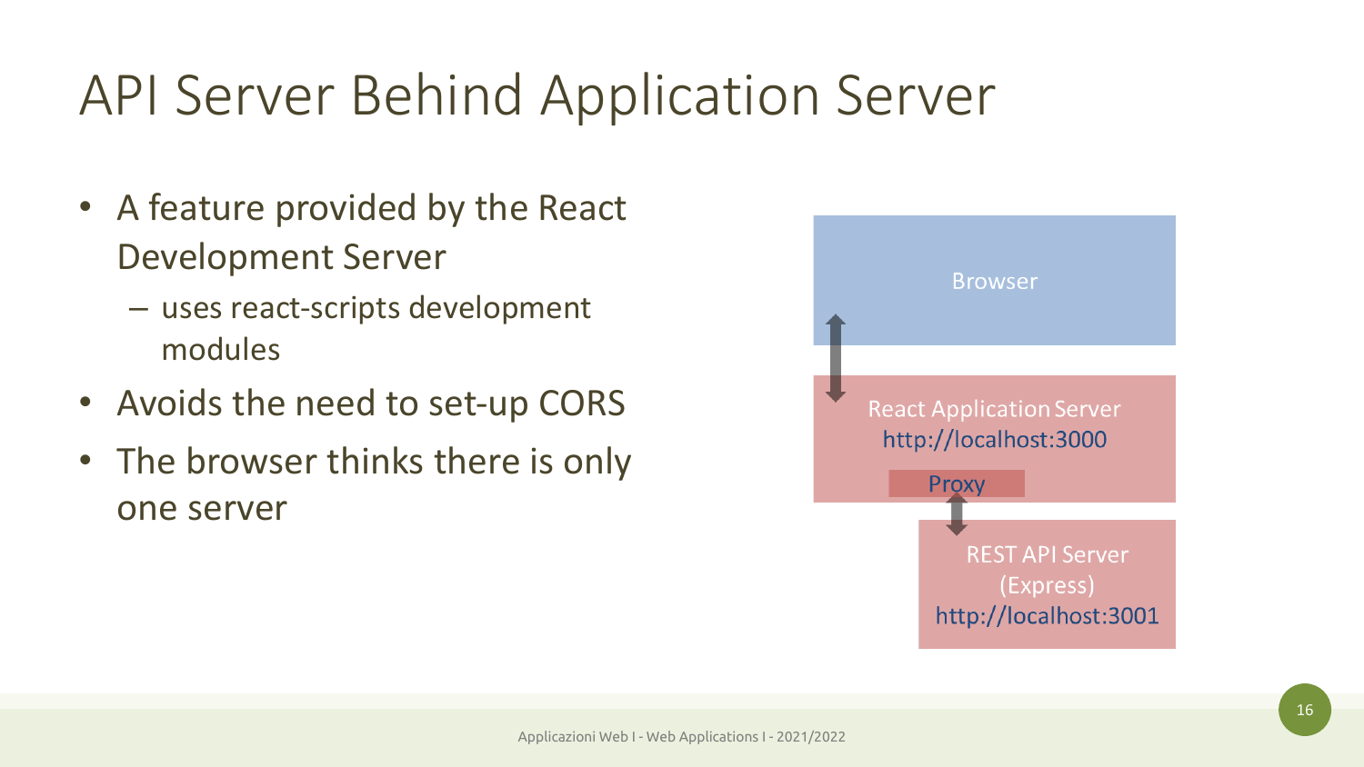# API Server Behind Application Server

- A feature provided by the React Development Server
  - uses react-scripts development modules
- Avoids the need to set-up CORS
- The browser thinks there is only one server

Browser

React Application Server
http://localhost:3000

Proxy

REST API Server
(Express)
http://localhost:3001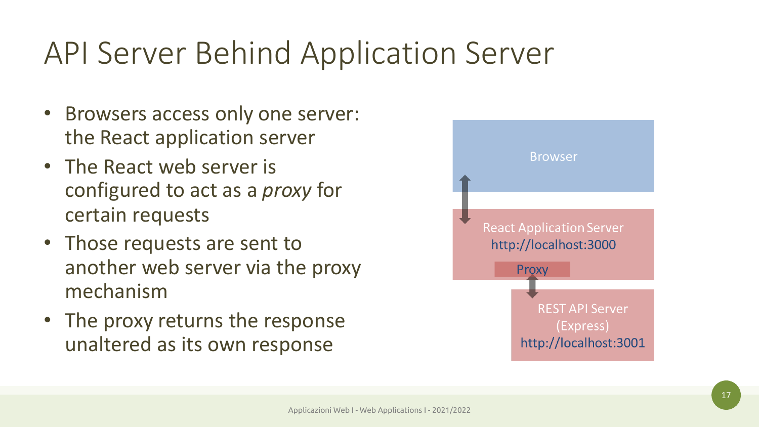# API Server Behind Application Server

- Browsers access only one server: the React application server
- The React web server is configured to act as a *proxy* for certain requests
- Those requests are sent to another web server via the proxy mechanism
- The proxy returns the response unaltered as its own response

Browser

React Application Server
http://localhost:3000

Proxy

REST API Server
(Express)
http://localhost:3001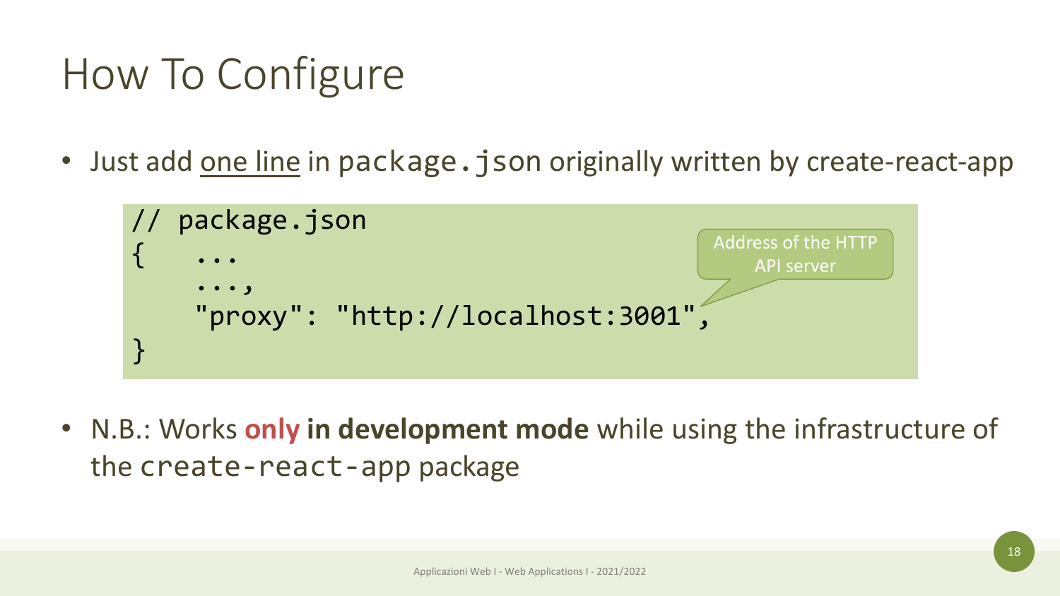# How To Configure

- Just add <u>one line</u> in `package.json` originally written by create-react-app

```
// package.json
{   ...
    ...,
    "proxy": "http://localhost:3001",
}
```

Address of the HTTP API server

- N.B.: Works **only in development mode** while using the infrastructure of the `create-react-app` package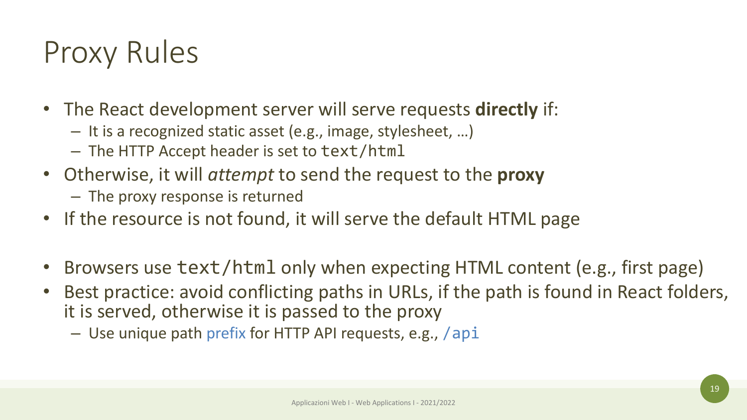# Proxy Rules

- The React development server will serve requests **directly** if:
  - It is a recognized static asset (e.g., image, stylesheet, …)
  - The HTTP Accept header is set to `text/html`
- Otherwise, it will *attempt* to send the request to the **proxy**
  - The proxy response is returned
- If the resource is not found, it will serve the default HTML page

- Browsers use `text/html` only when expecting HTML content (e.g., first page)
- Best practice: avoid conflicting paths in URLs, if the path is found in React folders, it is served, otherwise it is passed to the proxy
  - Use unique path prefix for HTTP API requests, e.g., `/api`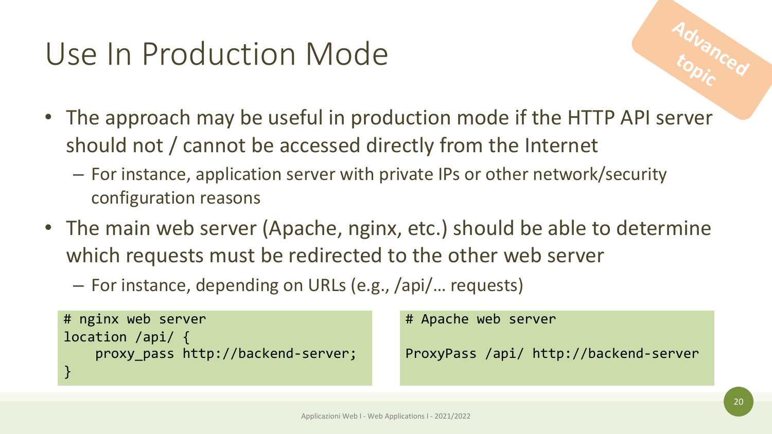# Use In Production Mode

Advanced topic

- The approach may be useful in production mode if the HTTP API server should not / cannot be accessed directly from the Internet
  - For instance, application server with private IPs or other network/security configuration reasons
- The main web server (Apache, nginx, etc.) should be able to determine which requests must be redirected to the other web server
  - For instance, depending on URLs (e.g., /api/… requests)

```
# nginx web server
location /api/ {
    proxy_pass http://backend-server;
}
```

```
# Apache web server

ProxyPass /api/ http://backend-server
```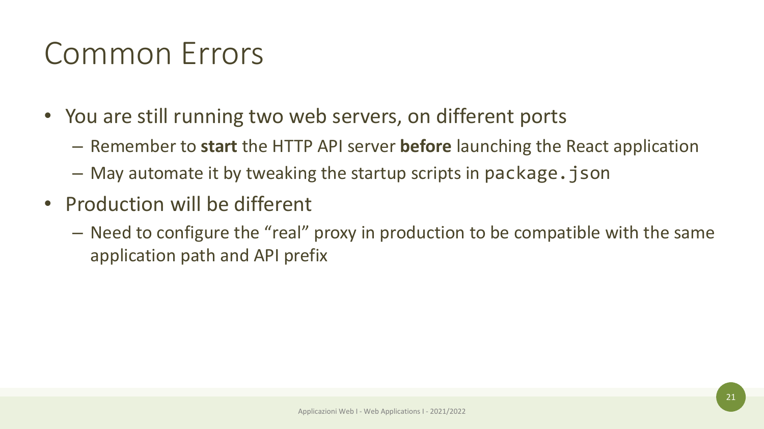# Common Errors

- You are still running two web servers, on different ports
  - Remember to **start** the HTTP API server **before** launching the React application
  - May automate it by tweaking the startup scripts in `package.json`
- Production will be different
  - Need to configure the “real” proxy in production to be compatible with the same application path and API prefix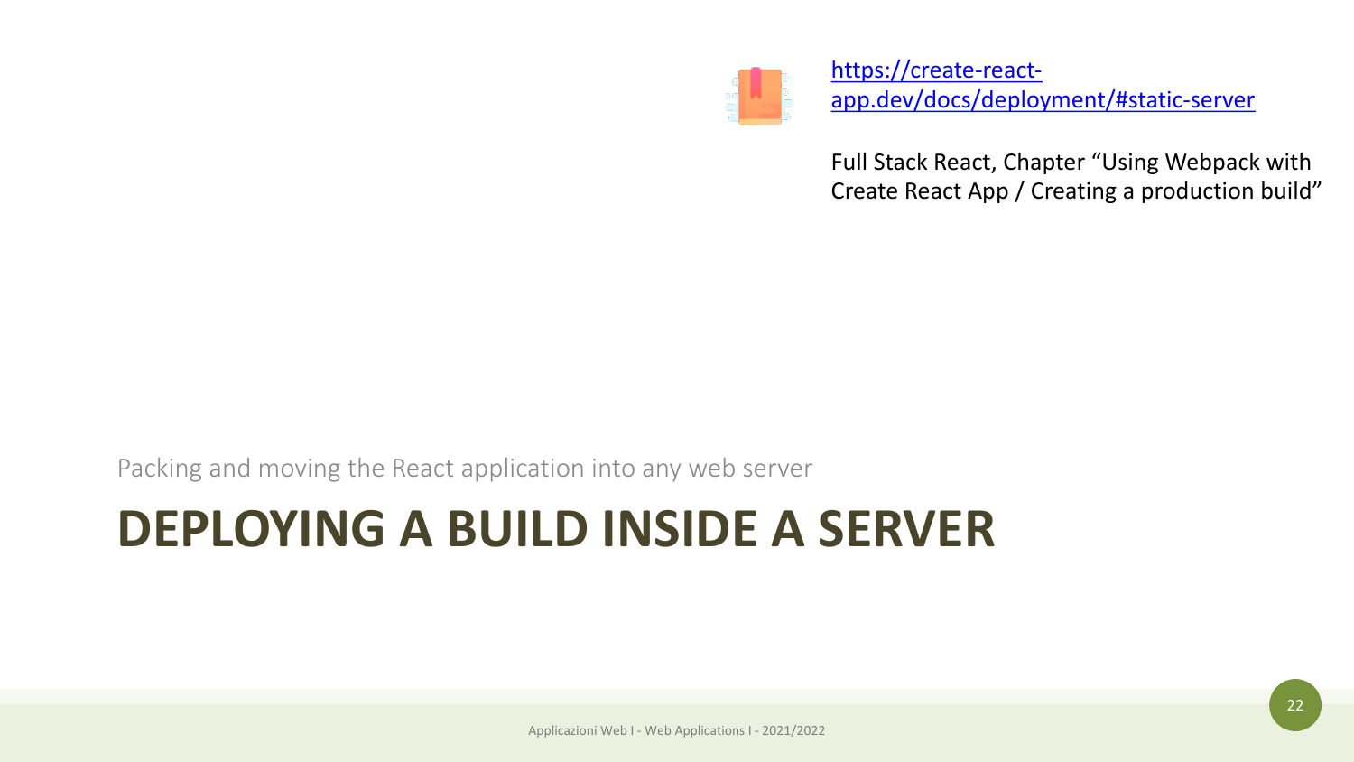https://create-react-app.dev/docs/deployment/#static-server

Full Stack React, Chapter "Using Webpack with Create React App / Creating a production build"

Packing and moving the React application into any web server

# DEPLOYING A BUILD INSIDE A SERVER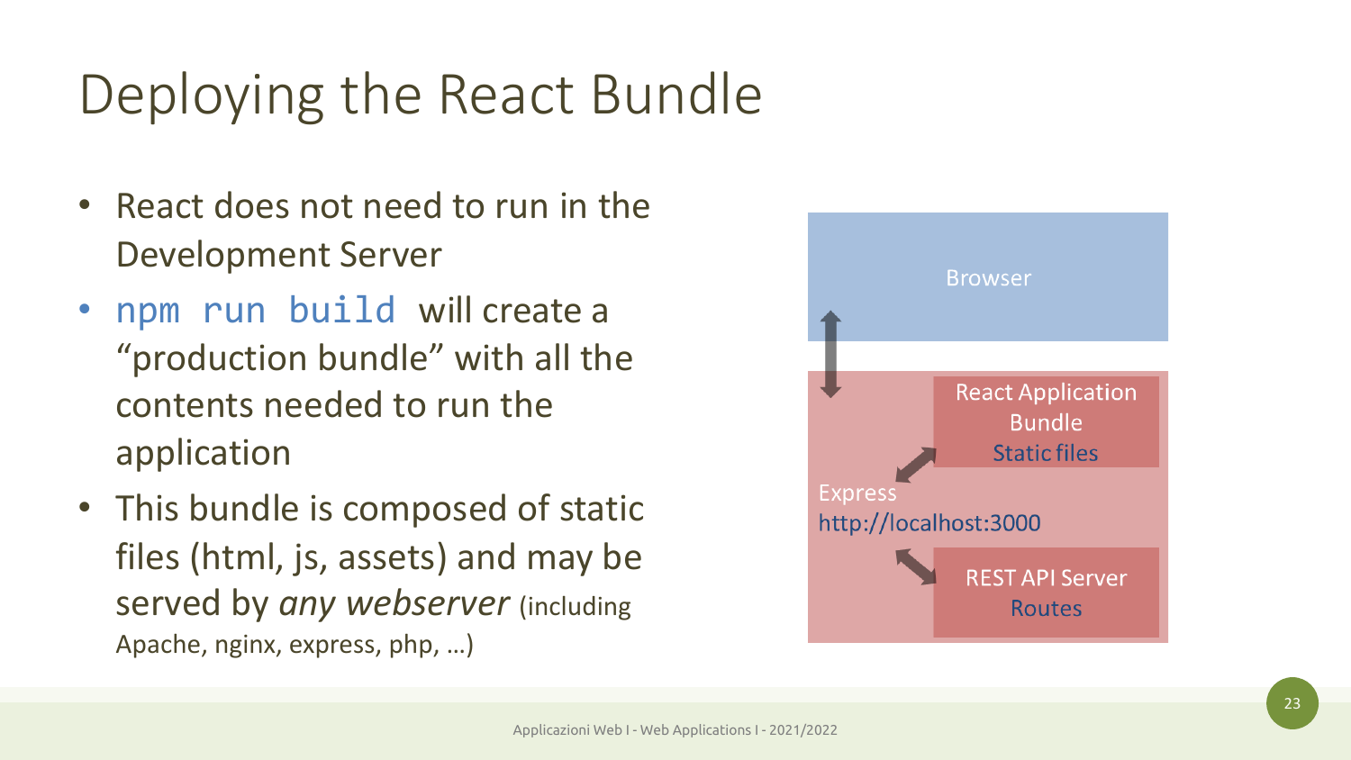# Deploying the React Bundle

- React does not need to run in the Development Server
- `npm run build` will create a "production bundle" with all the contents needed to run the application
- This bundle is composed of static files (html, js, assets) and may be served by *any webserver* (including Apache, nginx, express, php, …)

Browser

React Application Bundle
Static files

Express
http://localhost:3000

REST API Server
Routes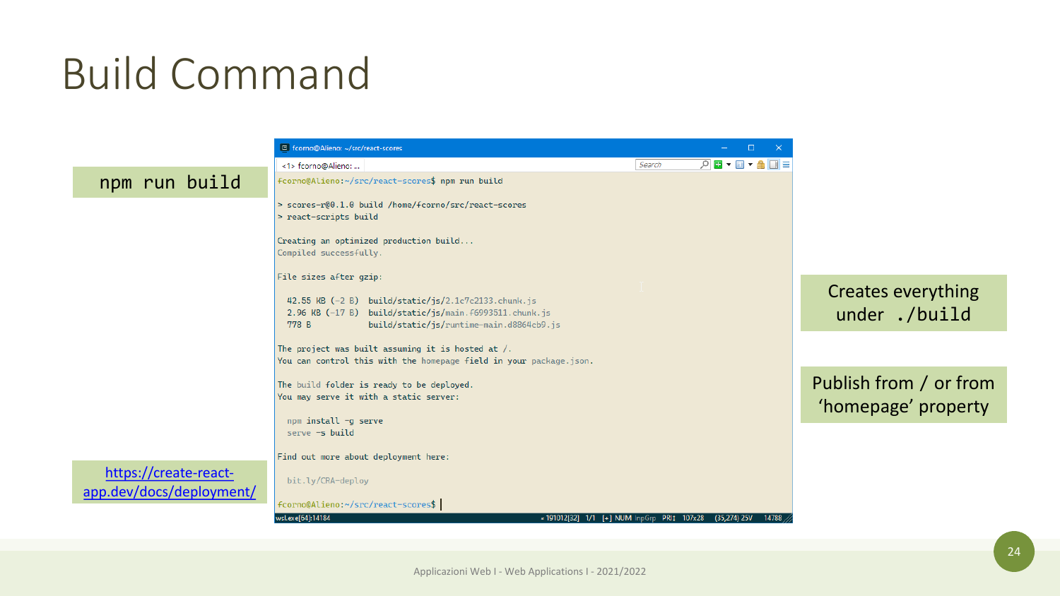# Build Command

`npm run build`

```
fcorno@Alieno:~/src/react-scores$ npm run build

> scores-r@0.1.0 build /home/fcorno/src/react-scores
> react-scripts build

Creating an optimized production build...
Compiled successfully.

File sizes after gzip:

  42.55 KB (-2 B)  build/static/js/2.1c7c2133.chunk.js
  2.96 KB (-17 B)  build/static/js/main.f6993511.chunk.js
  778 B            build/static/js/runtime-main.d8864cb9.js

The project was built assuming it is hosted at /.
You can control this with the homepage field in your package.json.

The build folder is ready to be deployed.
You may serve it with a static server:

  npm install -g serve
  serve -s build

Find out more about deployment here:

  bit.ly/CRA-deploy

fcorno@Alieno:~/src/react-scores$
```

Creates everything under `./build`

Publish from / or from 'homepage' property

https://create-react-app.dev/docs/deployment/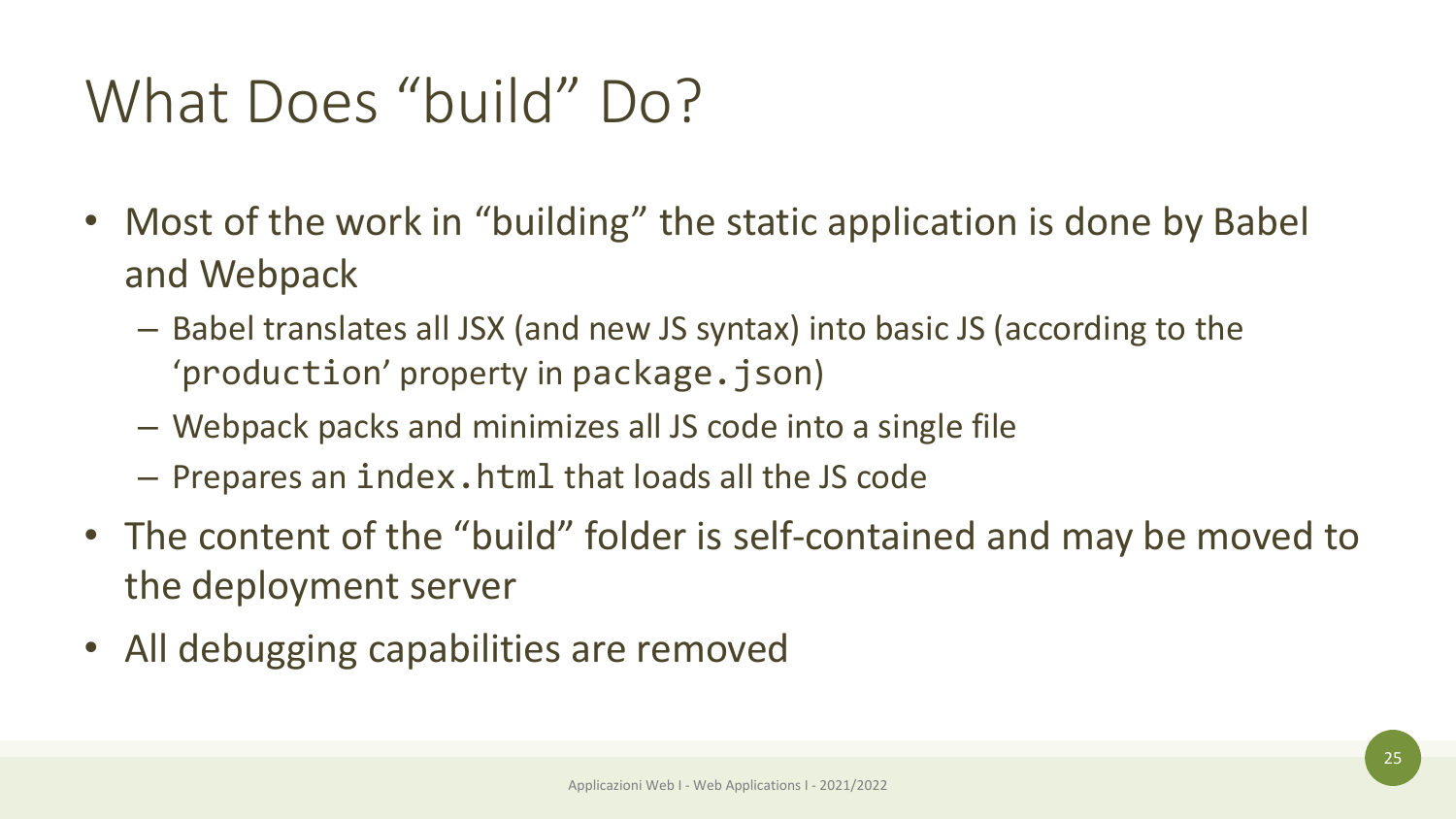# What Does "build" Do?

- Most of the work in "building" the static application is done by Babel and Webpack
  - Babel translates all JSX (and new JS syntax) into basic JS (according to the '`production`' property in `package.json`)
  - Webpack packs and minimizes all JS code into a single file
  - Prepares an `index.html` that loads all the JS code
- The content of the "build" folder is self-contained and may be moved to the deployment server
- All debugging capabilities are removed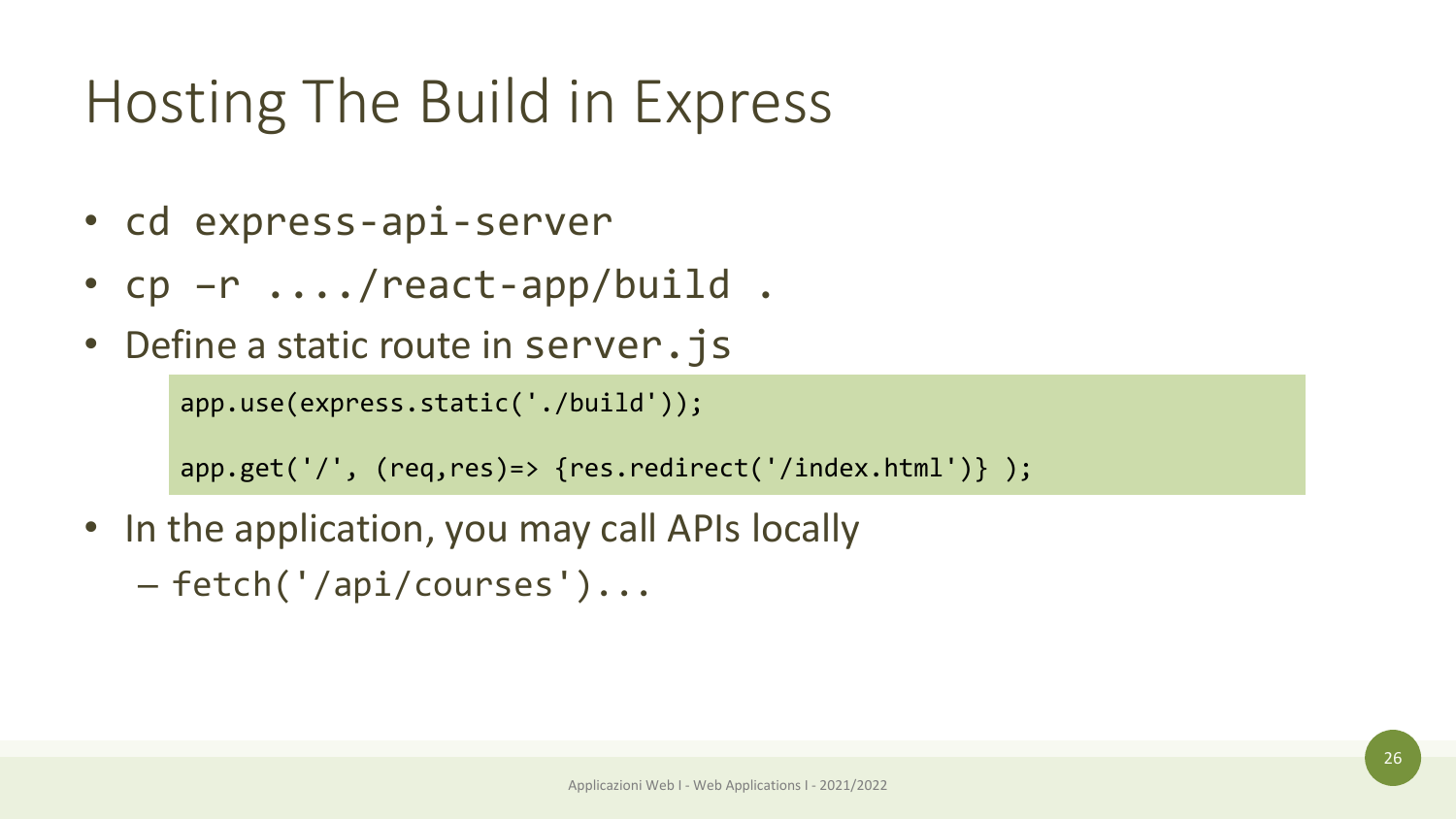# Hosting The Build in Express

- `cd express-api-server`
- `cp –r ..../react-app/build .`
- Define a static route in `server.js`

```
app.use(express.static('./build'));

app.get('/', (req,res)=> {res.redirect('/index.html')} );
```

- In the application, you may call APIs locally
  - `fetch('/api/courses')...`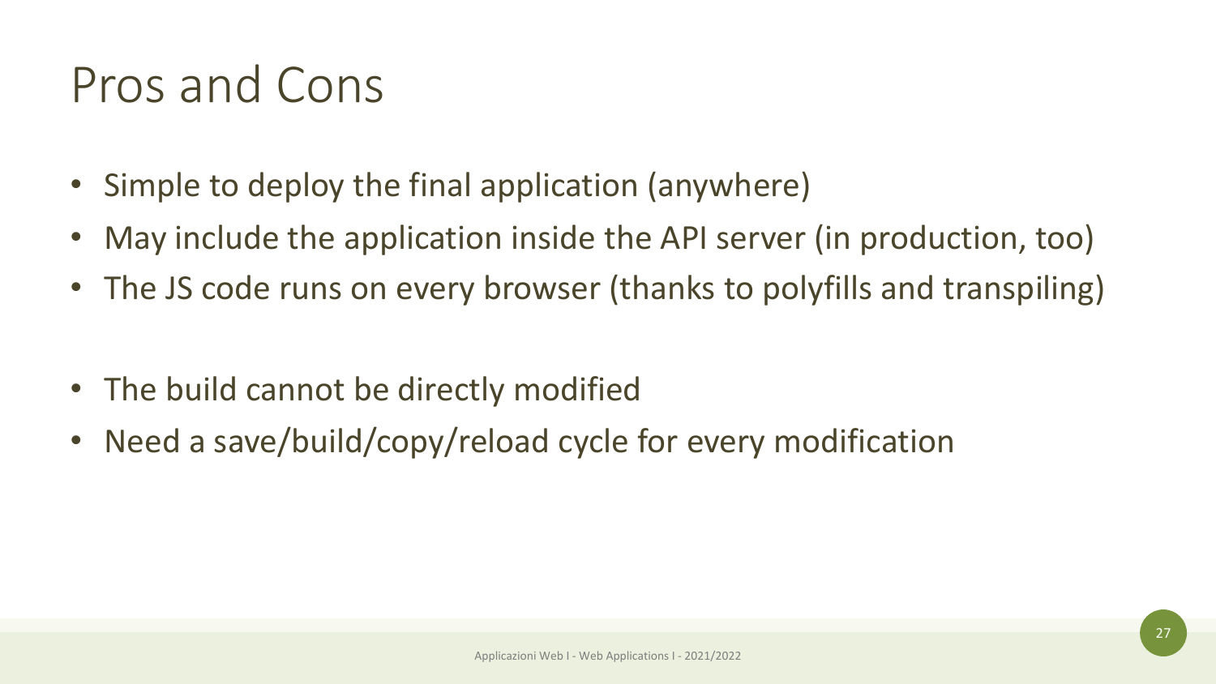# Pros and Cons

- Simple to deploy the final application (anywhere)
- May include the application inside the API server (in production, too)
- The JS code runs on every browser (thanks to polyfills and transpiling)

- The build cannot be directly modified
- Need a save/build/copy/reload cycle for every modification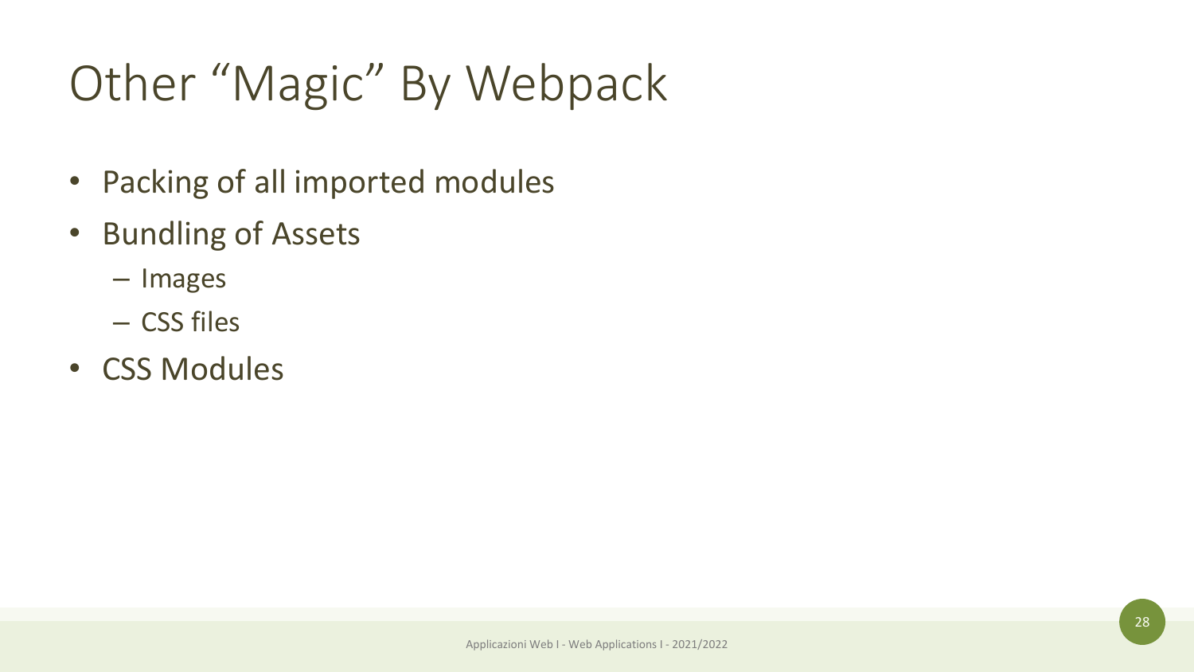# Other "Magic" By Webpack

- Packing of all imported modules
- Bundling of Assets
  - Images
  - CSS files
- CSS Modules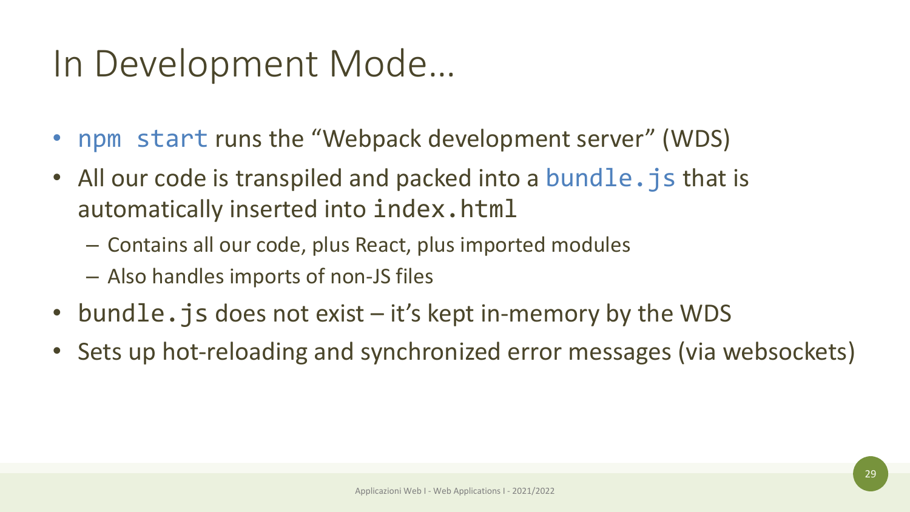# In Development Mode…

- `npm start` runs the "Webpack development server" (WDS)
- All our code is transpiled and packed into a `bundle.js` that is automatically inserted into `index.html`
  - Contains all our code, plus React, plus imported modules
  - Also handles imports of non-JS files
- `bundle.js` does not exist – it's kept in-memory by the WDS
- Sets up hot-reloading and synchronized error messages (via websockets)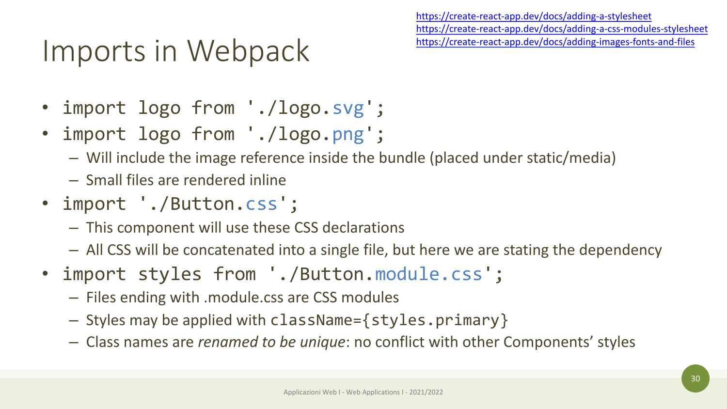https://create-react-app.dev/docs/adding-a-stylesheet
https://create-react-app.dev/docs/adding-a-css-modules-stylesheet
https://create-react-app.dev/docs/adding-images-fonts-and-files

# Imports in Webpack

- `import logo from './logo.svg';`
- `import logo from './logo.png';`
  - Will include the image reference inside the bundle (placed under static/media)
  - Small files are rendered inline
- `import './Button.css';`
  - This component will use these CSS declarations
  - All CSS will be concatenated into a single file, but here we are stating the dependency
- `import styles from './Button.module.css';`
  - Files ending with .module.css are CSS modules
  - Styles may be applied with `className={styles.primary}`
  - Class names are *renamed to be unique*: no conflict with other Components' styles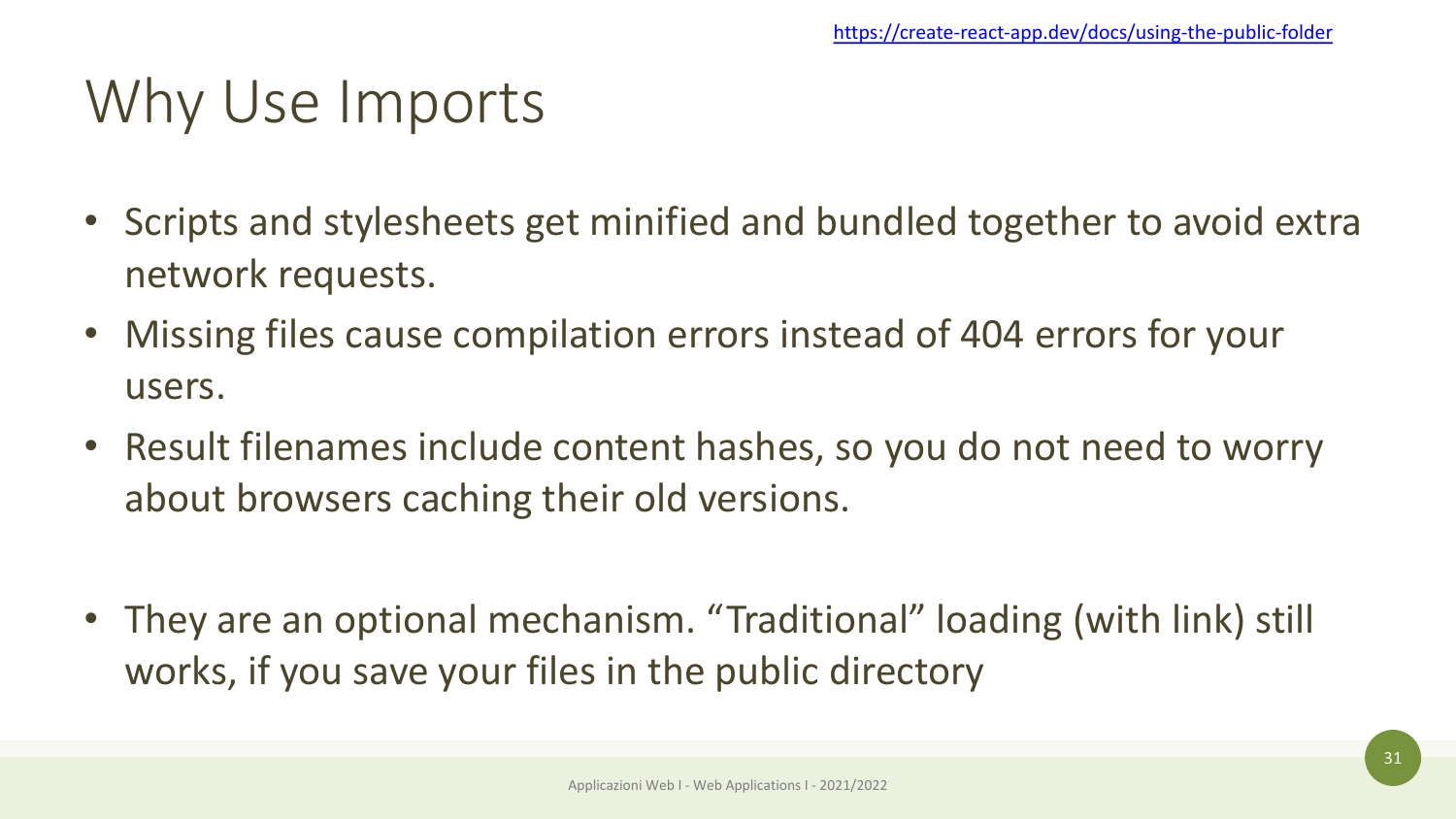https://create-react-app.dev/docs/using-the-public-folder

# Why Use Imports

- Scripts and stylesheets get minified and bundled together to avoid extra network requests.
- Missing files cause compilation errors instead of 404 errors for your users.
- Result filenames include content hashes, so you do not need to worry about browsers caching their old versions.

- They are an optional mechanism. “Traditional” loading (with link) still works, if you save your files in the public directory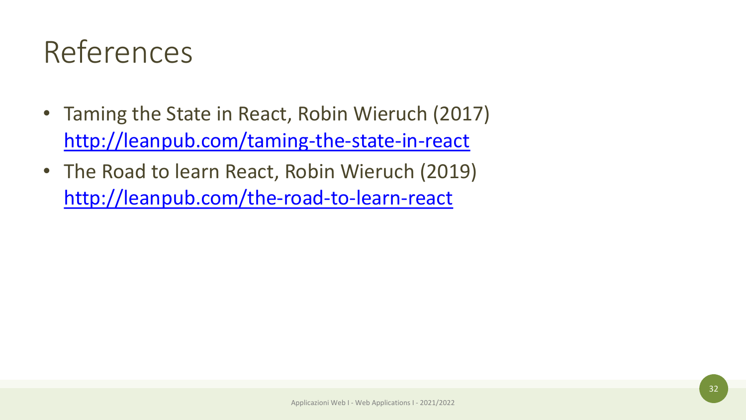# References

- Taming the State in React, Robin Wieruch (2017) http://leanpub.com/taming-the-state-in-react
- The Road to learn React, Robin Wieruch (2019) http://leanpub.com/the-road-to-learn-react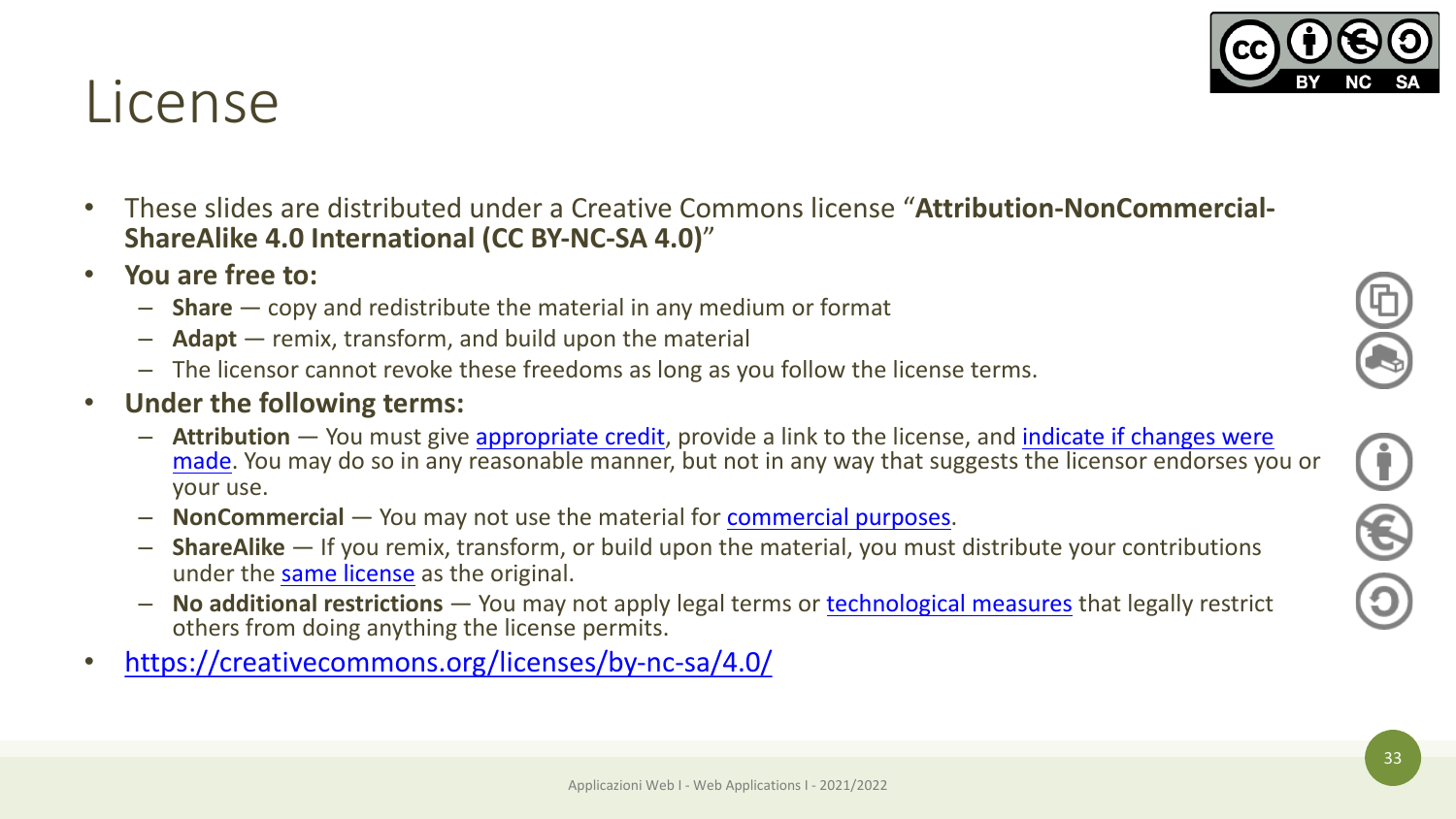# License

- These slides are distributed under a Creative Commons license "**Attribution-NonCommercial-ShareAlike 4.0 International (CC BY-NC-SA 4.0)**"
- **You are free to:**
  - **Share** — copy and redistribute the material in any medium or format
  - **Adapt** — remix, transform, and build upon the material
  - The licensor cannot revoke these freedoms as long as you follow the license terms.
- **Under the following terms:**
  - **Attribution** — You must give appropriate credit, provide a link to the license, and indicate if changes were made. You may do so in any reasonable manner, but not in any way that suggests the licensor endorses you or your use.
  - **NonCommercial** — You may not use the material for commercial purposes.
  - **ShareAlike** — If you remix, transform, or build upon the material, you must distribute your contributions under the same license as the original.
  - **No additional restrictions** — You may not apply legal terms or technological measures that legally restrict others from doing anything the license permits.
- https://creativecommons.org/licenses/by-nc-sa/4.0/